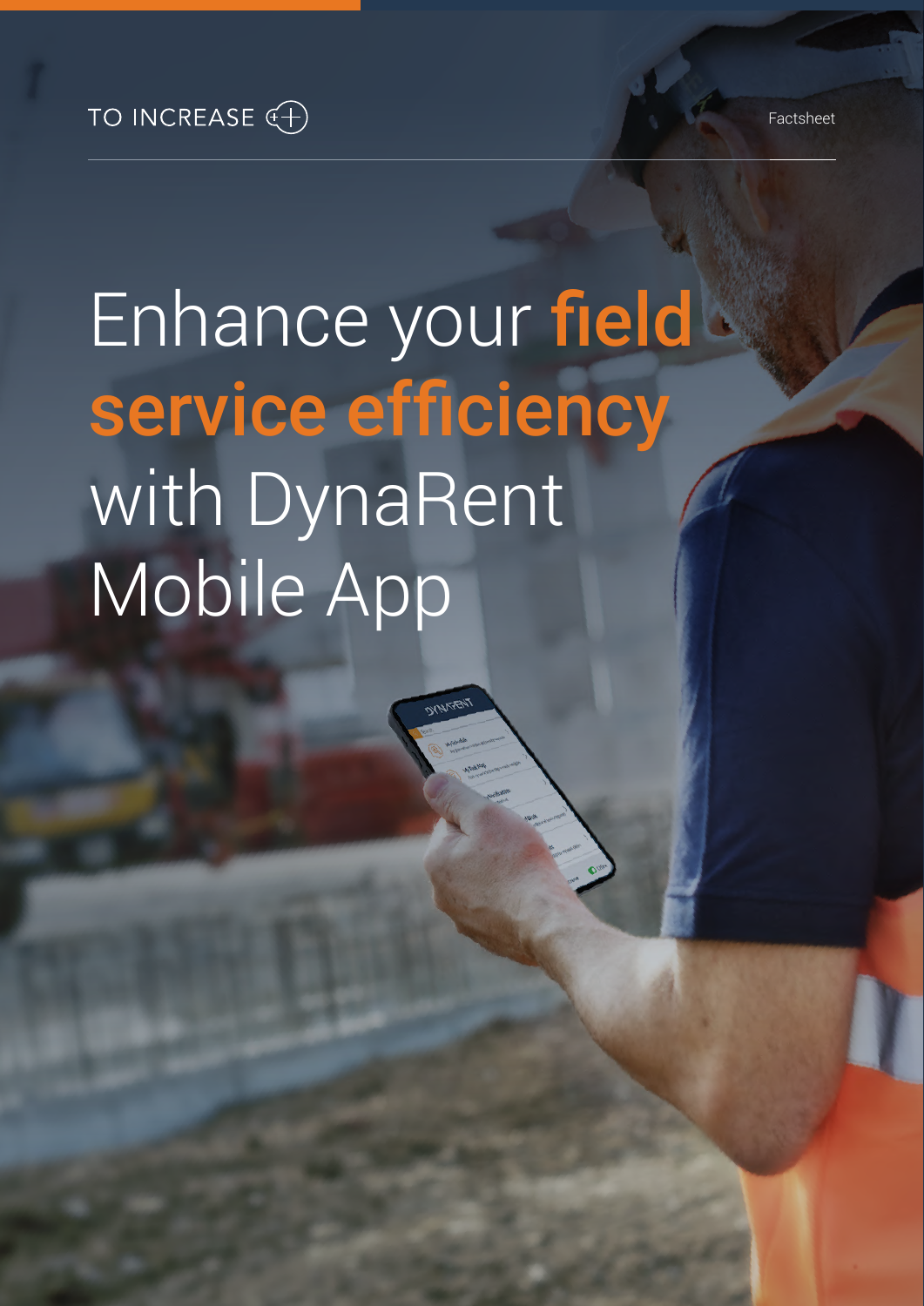TO INCREASE

Factsheet

# Enhance your **field service efficiency** with DynaRent Mobile App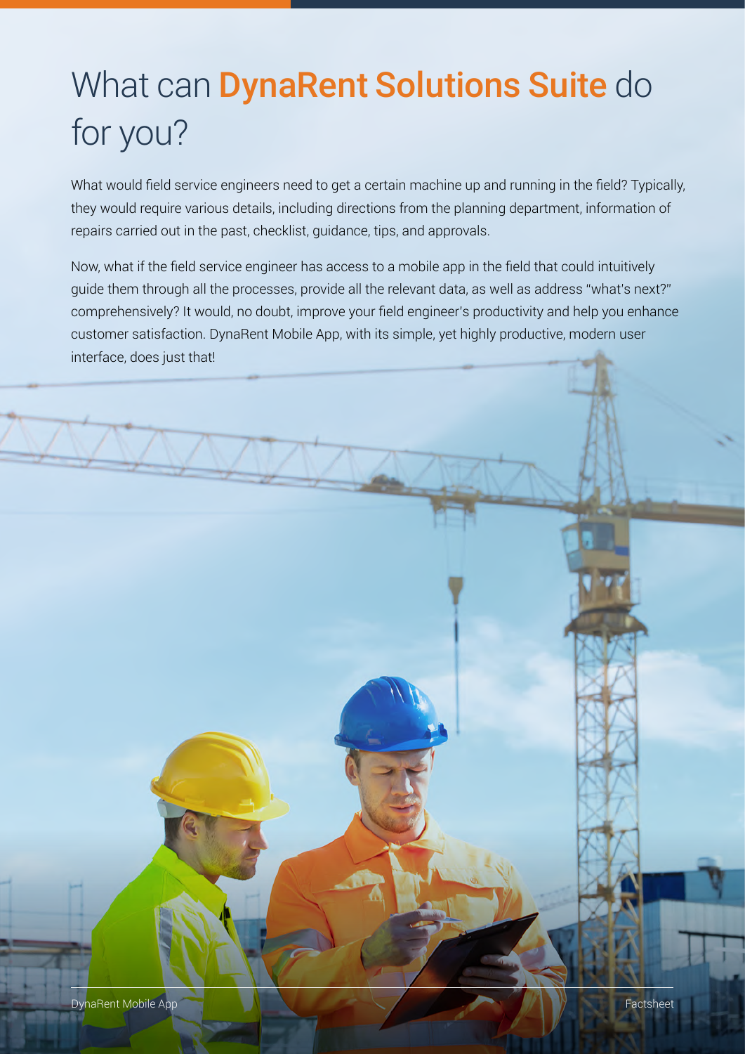# What can **DynaRent Solutions Suite** do for you?

What would field service engineers need to get a certain machine up and running in the field? Typically, they would require various details, including directions from the planning department, information of repairs carried out in the past, checklist, guidance, tips, and approvals.

Now, what if the field service engineer has access to a mobile app in the field that could intuitively guide them through all the processes, provide all the relevant data, as well as address "what's next?" comprehensively? It would, no doubt, improve your field engineer's productivity and help you enhance customer satisfaction. DynaRent Mobile App, with its simple, yet highly productive, modern user interface, does just that!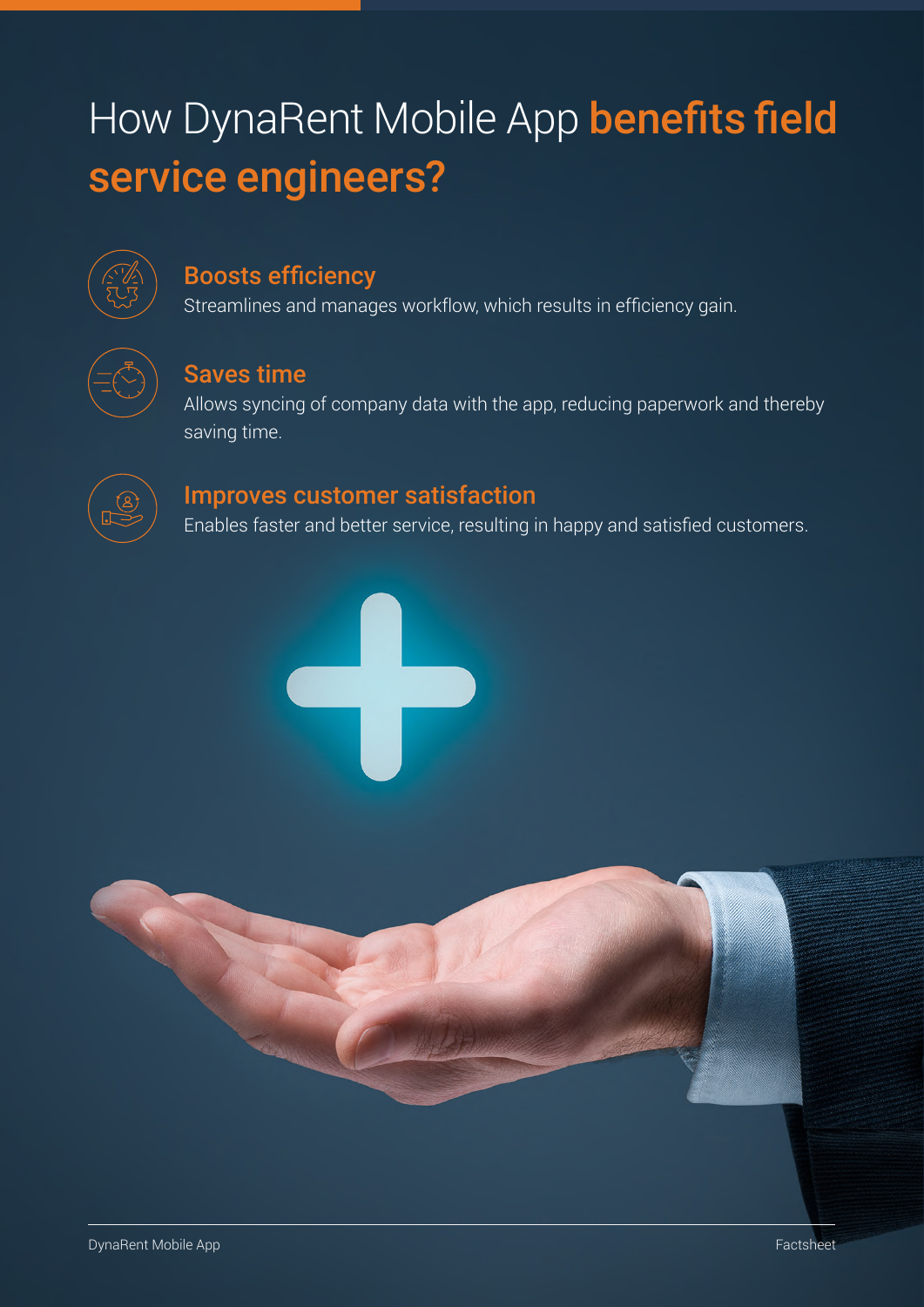# How DynaRent Mobile App **benefits field service engineers?**

### Boosts efficiency

Streamlines and manages workflow, which results in efficiency gain.

### Saves time

Allows syncing of company data with the app, reducing paperwork and thereby saving time.

### Improves customer satisfaction

Enables faster and better service, resulting in happy and satisfied customers.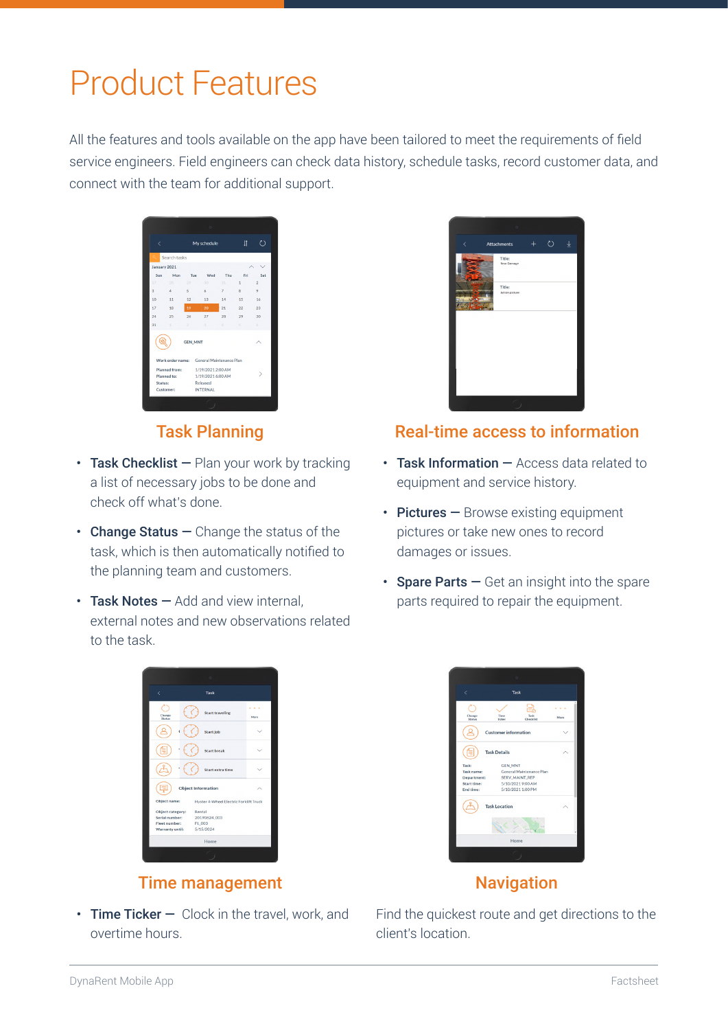# Product Features

All the features and tools available on the app have been tailored to meet the requirements of field service engineers. Field engineers can check data history, schedule tasks, record customer data, and connect with the team for additional support.

## Task Planning

- **Task Checklist —** Plan your work by tracking a list of necessary jobs to be done and check off what's done.
- **Change Status —** Change the status of the task, which is then automatically notified to the planning team and customers.
- **Task Notes —** Add and view internal, external notes and new observations related to the task.

## Real-time access to information

- **Task Information —** Access data related to equipment and service history.
- **Pictures —** Browse existing equipment pictures or take new ones to record damages or issues.
- **Spare Parts —** Get an insight into the spare parts required to repair the equipment.

## Time management

- **Time Ticker —** Clock in the travel, work, and overtime hours.

## Navigation

Find the quickest route and get directions to the client's location.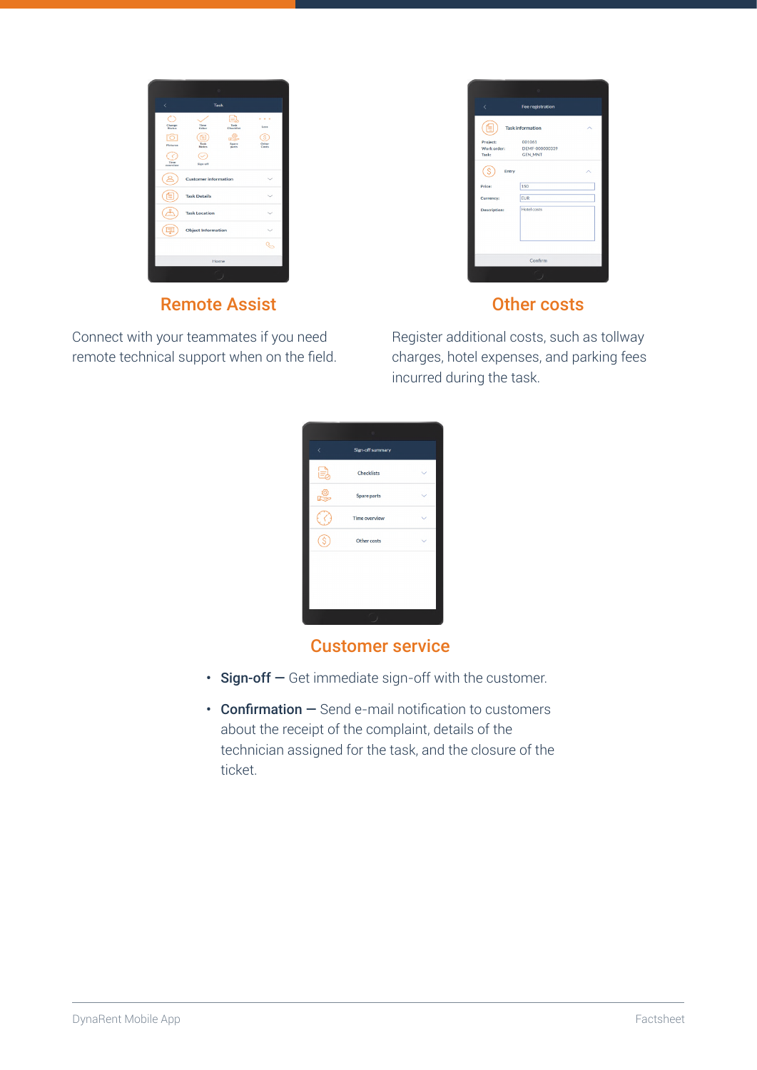## Remote Assist

Connect with your teammates if you need remote technical support when on the field.

## Other costs

Register additional costs, such as tollway charges, hotel expenses, and parking fees incurred during the task.

## Customer service

- **Sign-off —** Get immediate sign-off with the customer.
- **Confirmation —** Send e-mail notification to customers about the receipt of the complaint, details of the technician assigned for the task, and the closure of the ticket.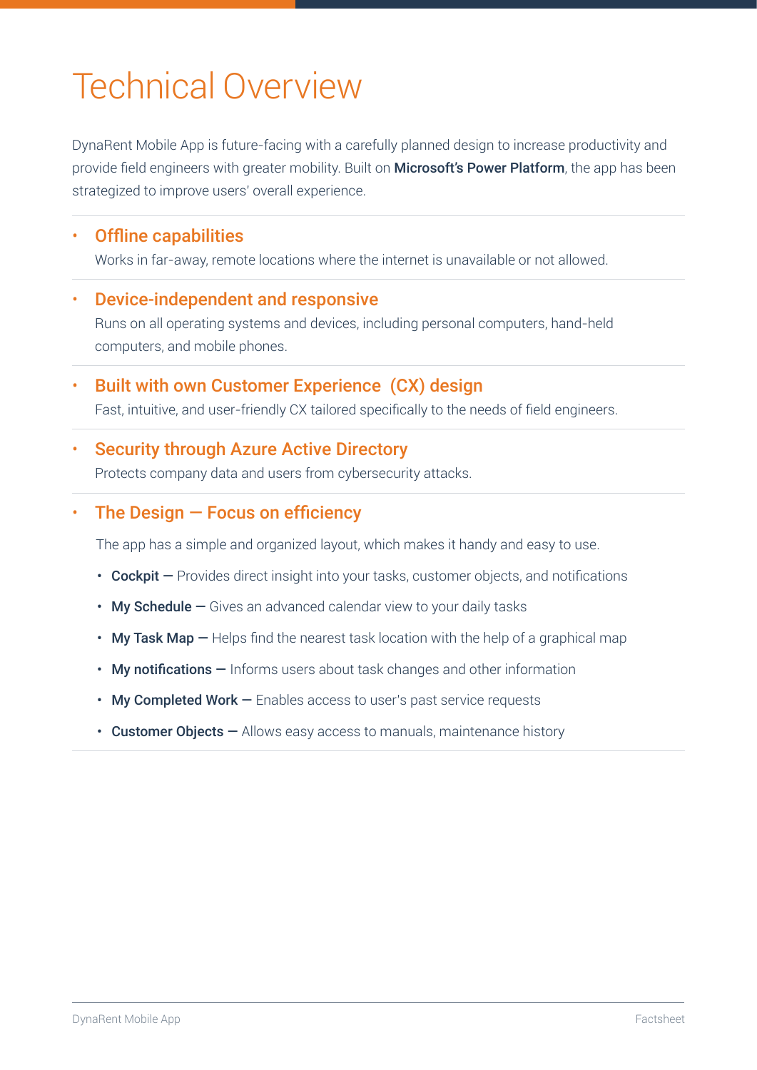# Technical Overview

DynaRent Mobile App is future-facing with a carefully planned design to increase productivity and provide field engineers with greater mobility. Built on **Microsoft's Power Platform**, the app has been strategized to improve users' overall experience.

- **Offline capabilities**
  Works in far-away, remote locations where the internet is unavailable or not allowed.

- **Device-independent and responsive**
  Runs on all operating systems and devices, including personal computers, hand-held computers, and mobile phones.

- **Built with own Customer Experience (CX) design**
  Fast, intuitive, and user-friendly CX tailored specifically to the needs of field engineers.

- **Security through Azure Active Directory**
  Protects company data and users from cybersecurity attacks.

- **The Design — Focus on efficiency**

  The app has a simple and organized layout, which makes it handy and easy to use.

  - **Cockpit —** Provides direct insight into your tasks, customer objects, and notifications
  - **My Schedule —** Gives an advanced calendar view to your daily tasks
  - **My Task Map —** Helps find the nearest task location with the help of a graphical map
  - **My notifications —** Informs users about task changes and other information
  - **My Completed Work —** Enables access to user's past service requests
  - **Customer Objects —** Allows easy access to manuals, maintenance history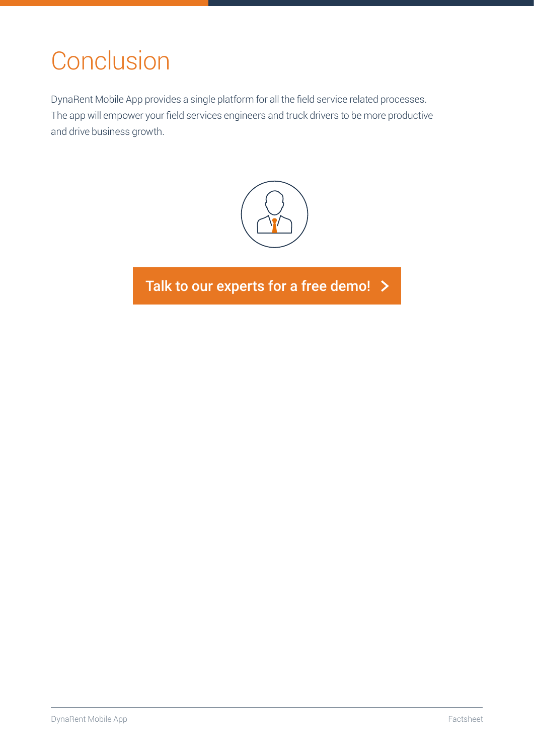# Conclusion

DynaRent Mobile App provides a single platform for all the field service related processes. The app will empower your field services engineers and truck drivers to be more productive and drive business growth.

**Talk to our experts for a free demo! >**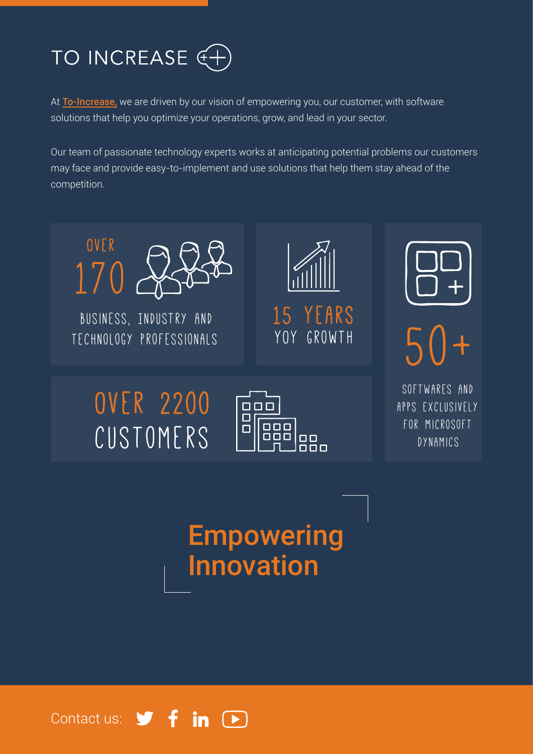# TO INCREASE

At **To-Increase**, we are driven by our vision of empowering you, our customer, with software solutions that help you optimize your operations, grow, and lead in your sector.

Our team of passionate technology experts works at anticipating potential problems our customers may face and provide easy-to-implement and use solutions that help them stay ahead of the competition.

OVER 170
BUSINESS, INDUSTRY AND TECHNOLOGY PROFESSIONALS

15 YEARS
YOY GROWTH

50+
SOFTWARES AND APPS EXCLUSIVELY FOR MICROSOFT DYNAMICS

OVER 2200
CUSTOMERS

## Empowering Innovation

Contact us: